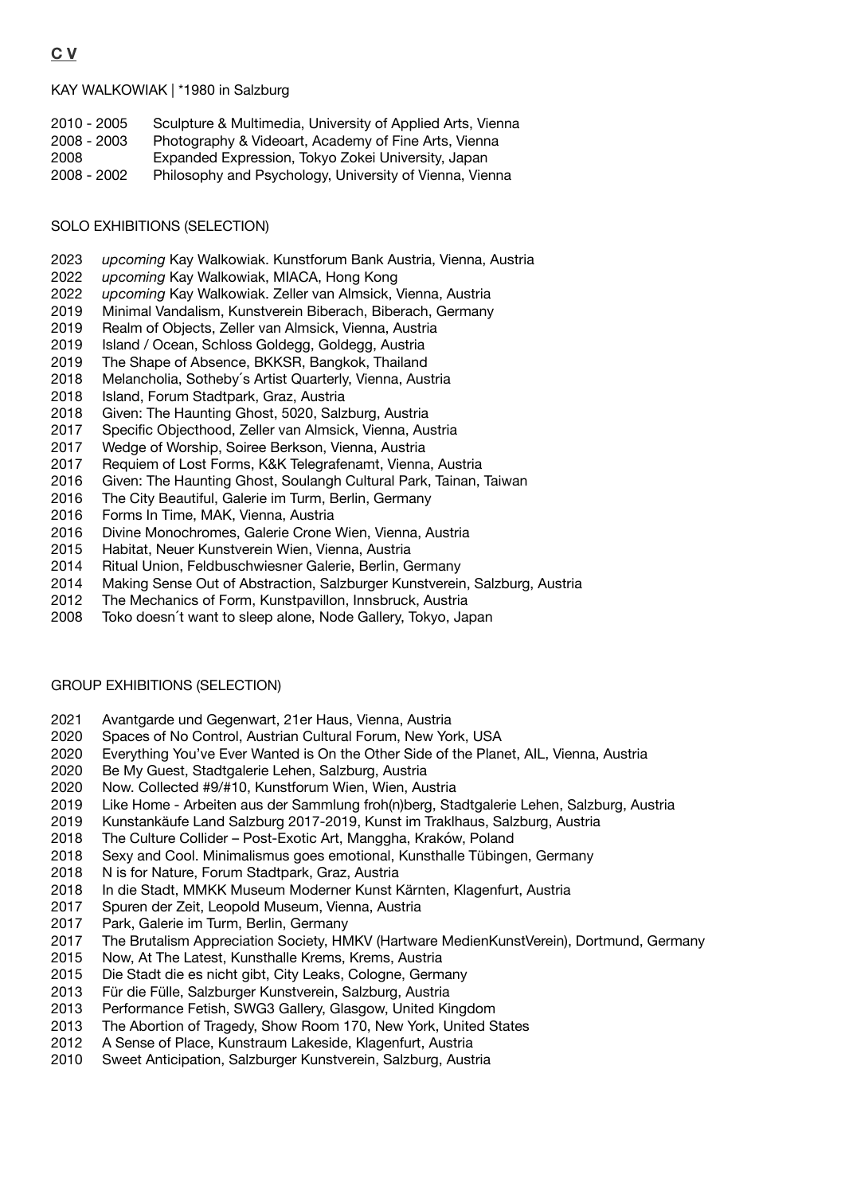# C V

KAY WALKOWIAK | *1980 in Salzburg

2010 - 2005 Sculpture & Multimedia, University of Applied Arts, Vienna
2008 - 2003 Photography & Videoart, Academy of Fine Arts, Vienna
2008 Expanded Expression, Tokyo Zokei University, Japan
2008 - 2002 Philosophy and Psychology, University of Vienna, Vienna

## SOLO EXHIBITIONS (SELECTION)

2023 *upcoming* Kay Walkowiak. Kunstforum Bank Austria, Vienna, Austria
2022 *upcoming* Kay Walkowiak, MIACA, Hong Kong
2022 *upcoming* Kay Walkowiak. Zeller van Almsick, Vienna, Austria
2019 Minimal Vandalism, Kunstverein Biberach, Biberach, Germany
2019 Realm of Objects, Zeller van Almsick, Vienna, Austria
2019 Island / Ocean, Schloss Goldegg, Goldegg, Austria
2019 The Shape of Absence, BKKSR, Bangkok, Thailand
2018 Melancholia, Sotheby´s Artist Quarterly, Vienna, Austria
2018 Island, Forum Stadtpark, Graz, Austria
2018 Given: The Haunting Ghost, 5020, Salzburg, Austria
2017 Specific Objecthood, Zeller van Almsick, Vienna, Austria
2017 Wedge of Worship, Soiree Berkson, Vienna, Austria
2017 Requiem of Lost Forms, K&K Telegrafenamt, Vienna, Austria
2016 Given: The Haunting Ghost, Soulangh Cultural Park, Tainan, Taiwan
2016 The City Beautiful, Galerie im Turm, Berlin, Germany
2016 Forms In Time, MAK, Vienna, Austria
2016 Divine Monochromes, Galerie Crone Wien, Vienna, Austria
2015 Habitat, Neuer Kunstverein Wien, Vienna, Austria
2014 Ritual Union, Feldbuschwiesner Galerie, Berlin, Germany
2014 Making Sense Out of Abstraction, Salzburger Kunstverein, Salzburg, Austria
2012 The Mechanics of Form, Kunstpavillon, Innsbruck, Austria
2008 Toko doesn´t want to sleep alone, Node Gallery, Tokyo, Japan

## GROUP EXHIBITIONS (SELECTION)

2021 Avantgarde und Gegenwart, 21er Haus, Vienna, Austria
2020 Spaces of No Control, Austrian Cultural Forum, New York, USA
2020 Everything You've Ever Wanted is On the Other Side of the Planet, AIL, Vienna, Austria
2020 Be My Guest, Stadtgalerie Lehen, Salzburg, Austria
2020 Now. Collected #9/#10, Kunstforum Wien, Wien, Austria
2019 Like Home - Arbeiten aus der Sammlung froh(n)berg, Stadtgalerie Lehen, Salzburg, Austria
2019 Kunstankäufe Land Salzburg 2017-2019, Kunst im Traklhaus, Salzburg, Austria
2018 The Culture Collider – Post-Exotic Art, Manggha, Kraków, Poland
2018 Sexy and Cool. Minimalismus goes emotional, Kunsthalle Tübingen, Germany
2018 N is for Nature, Forum Stadtpark, Graz, Austria
2018 In die Stadt, MMKK Museum Moderner Kunst Kärnten, Klagenfurt, Austria
2017 Spuren der Zeit, Leopold Museum, Vienna, Austria
2017 Park, Galerie im Turm, Berlin, Germany
2017 The Brutalism Appreciation Society, HMKV (Hartware MedienKunstVerein), Dortmund, Germany
2015 Now, At The Latest, Kunsthalle Krems, Krems, Austria
2015 Die Stadt die es nicht gibt, City Leaks, Cologne, Germany
2013 Für die Fülle, Salzburger Kunstverein, Salzburg, Austria
2013 Performance Fetish, SWG3 Gallery, Glasgow, United Kingdom
2013 The Abortion of Tragedy, Show Room 170, New York, United States
2012 A Sense of Place, Kunstraum Lakeside, Klagenfurt, Austria
2010 Sweet Anticipation, Salzburger Kunstverein, Salzburg, Austria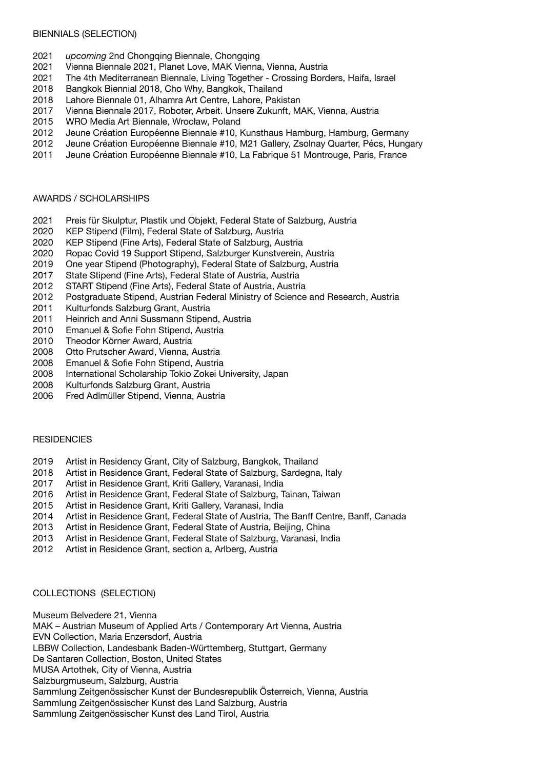## BIENNIALS (SELECTION)

2021 *upcoming* 2nd Chongqing Biennale, Chongqing
2021 Vienna Biennale 2021, Planet Love, MAK Vienna, Vienna, Austria
2021 The 4th Mediterranean Biennale, Living Together - Crossing Borders, Haifa, Israel
2018 Bangkok Biennial 2018, Cho Why, Bangkok, Thailand
2018 Lahore Biennale 01, Alhamra Art Centre, Lahore, Pakistan
2017 Vienna Biennale 2017, Roboter, Arbeit. Unsere Zukunft, MAK, Vienna, Austria
2015 WRO Media Art Biennale, Wrocław, Poland
2012 Jeune Création Européenne Biennale #10, Kunsthaus Hamburg, Hamburg, Germany
2012 Jeune Création Européenne Biennale #10, M21 Gallery, Zsolnay Quarter, Pécs, Hungary
2011 Jeune Création Européenne Biennale #10, La Fabrique 51 Montrouge, Paris, France

## AWARDS / SCHOLARSHIPS

2021 Preis für Skulptur, Plastik und Objekt, Federal State of Salzburg, Austria
2020 KEP Stipend (Film), Federal State of Salzburg, Austria
2020 KEP Stipend (Fine Arts), Federal State of Salzburg, Austria
2020 Ropac Covid 19 Support Stipend, Salzburger Kunstverein, Austria
2019 One year Stipend (Photography), Federal State of Salzburg, Austria
2017 State Stipend (Fine Arts), Federal State of Austria, Austria
2012 START Stipend (Fine Arts), Federal State of Austria, Austria
2012 Postgraduate Stipend, Austrian Federal Ministry of Science and Research, Austria
2011 Kulturfonds Salzburg Grant, Austria
2011 Heinrich and Anni Sussmann Stipend, Austria
2010 Emanuel & Sofie Fohn Stipend, Austria
2010 Theodor Körner Award, Austria
2008 Otto Prutscher Award, Vienna, Austria
2008 Emanuel & Sofie Fohn Stipend, Austria
2008 International Scholarship Tokio Zokei University, Japan
2008 Kulturfonds Salzburg Grant, Austria
2006 Fred Adlmüller Stipend, Vienna, Austria

## RESIDENCIES

2019 Artist in Residency Grant, City of Salzburg, Bangkok, Thailand
2018 Artist in Residence Grant, Federal State of Salzburg, Sardegna, Italy
2017 Artist in Residence Grant, Kriti Gallery, Varanasi, India
2016 Artist in Residence Grant, Federal State of Salzburg, Tainan, Taiwan
2015 Artist in Residence Grant, Kriti Gallery, Varanasi, India
2014 Artist in Residence Grant, Federal State of Austria, The Banff Centre, Banff, Canada
2013 Artist in Residence Grant, Federal State of Austria, Beijing, China
2013 Artist in Residence Grant, Federal State of Salzburg, Varanasi, India
2012 Artist in Residence Grant, section a, Arlberg, Austria

## COLLECTIONS (SELECTION)

Museum Belvedere 21, Vienna
MAK – Austrian Museum of Applied Arts / Contemporary Art Vienna, Austria
EVN Collection, Maria Enzersdorf, Austria
LBBW Collection, Landesbank Baden-Württemberg, Stuttgart, Germany
De Santaren Collection, Boston, United States
MUSA Artothek, City of Vienna, Austria
Salzburgmuseum, Salzburg, Austria
Sammlung Zeitgenössischer Kunst der Bundesrepublik Österreich, Vienna, Austria
Sammlung Zeitgenössischer Kunst des Land Salzburg, Austria
Sammlung Zeitgenössischer Kunst des Land Tirol, Austria